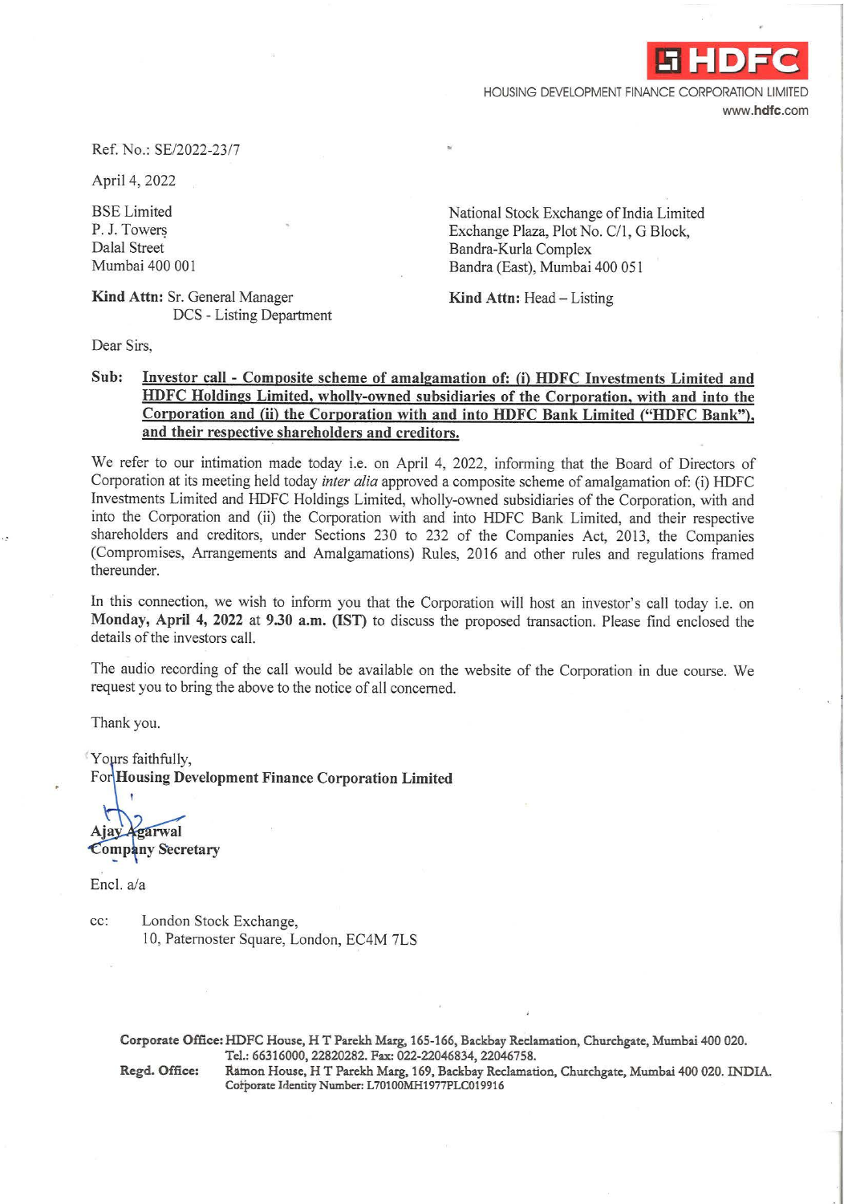HDFC

HOUSING DEVELOPMENT FINANCE CORPORATION LIMITED
www.hdfc.com

Ref. No.: SE/2022-23/7

April 4, 2022

BSE Limited
P. J. Towers
Dalal Street
Mumbai 400 001

**Kind Attn:** Sr. General Manager
DCS - Listing Department

National Stock Exchange of India Limited
Exchange Plaza, Plot No. C/1, G Block,
Bandra-Kurla Complex
Bandra (East), Mumbai 400 051

**Kind Attn:** Head – Listing

Dear Sirs,

**Sub: Investor call - Composite scheme of amalgamation of: (i) HDFC Investments Limited and HDFC Holdings Limited, wholly-owned subsidiaries of the Corporation, with and into the Corporation and (ii) the Corporation with and into HDFC Bank Limited ("HDFC Bank"), and their respective shareholders and creditors.**

We refer to our intimation made today i.e. on April 4, 2022, informing that the Board of Directors of Corporation at its meeting held today *inter alia* approved a composite scheme of amalgamation of: (i) HDFC Investments Limited and HDFC Holdings Limited, wholly-owned subsidiaries of the Corporation, with and into the Corporation and (ii) the Corporation with and into HDFC Bank Limited, and their respective shareholders and creditors, under Sections 230 to 232 of the Companies Act, 2013, the Companies (Compromises, Arrangements and Amalgamations) Rules, 2016 and other rules and regulations framed thereunder.

In this connection, we wish to inform you that the Corporation will host an investor's call today i.e. on **Monday, April 4, 2022** at **9.30 a.m. (IST)** to discuss the proposed transaction. Please find enclosed the details of the investors call.

The audio recording of the call would be available on the website of the Corporation in due course. We request you to bring the above to the notice of all concerned.

Thank you.

Yours faithfully,
For **Housing Development Finance Corporation Limited**

**Ajay Agarwal**
**Company Secretary**

Encl. a/a

cc: London Stock Exchange,
10, Paternoster Square, London, EC4M 7LS

**Corporate Office:** HDFC House, H T Parekh Marg, 165-166, Backbay Reclamation, Churchgate, Mumbai 400 020.
Tel.: 66316000, 22820282. Fax: 022-22046834, 22046758.
**Regd. Office:** Ramon House, H T Parekh Marg, 169, Backbay Reclamation, Churchgate, Mumbai 400 020. INDIA.
Corporate Identity Number: L70100MH1977PLC019916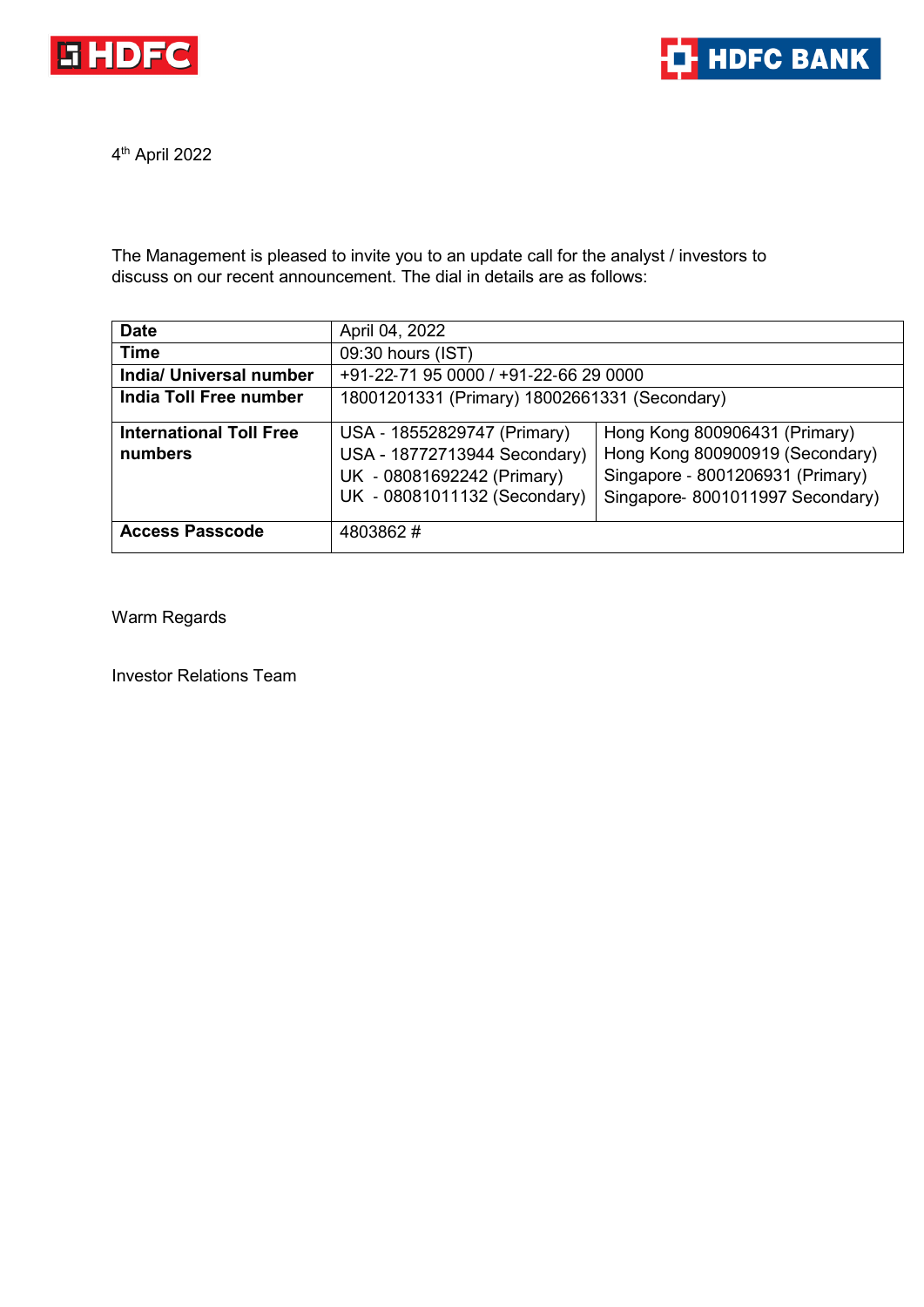HDFC HDFC BANK

4th April 2022

The Management is pleased to invite you to an update call for the analyst / investors to discuss on our recent announcement. The dial in details are as follows:

| | | |
|---|---|---|
| **Date** | April 04, 2022 | |
| **Time** | 09:30 hours (IST) | |
| **India/ Universal number** | +91-22-71 95 0000 / +91-22-66 29 0000 | |
| **India Toll Free number** | 18001201331 (Primary) 18002661331 (Secondary) | |
| **International Toll Free numbers** | USA - 18552829747 (Primary)<br>USA - 18772713944 Secondary)<br>UK - 08081692242 (Primary)<br>UK - 08081011132 (Secondary) | Hong Kong 800906431 (Primary)<br>Hong Kong 800900919 (Secondary)<br>Singapore - 8001206931 (Primary)<br>Singapore- 8001011997 Secondary) |
| **Access Passcode** | 4803862 # | |

Warm Regards

Investor Relations Team